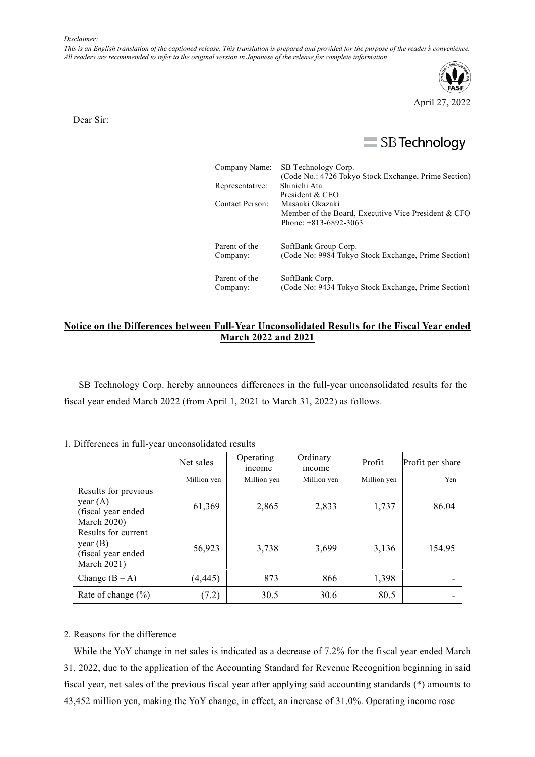*Disclaimer:*
*This is an English translation of the captioned release. This translation is prepared and provided for the purpose of the reader's convenience. All readers are recommended to refer to the original version in Japanese of the release for complete information.*

April 27, 2022

Dear Sir:

SB Technology

| | |
|---|---|
| Company Name: | SB Technology Corp. (Code No.: 4726 Tokyo Stock Exchange, Prime Section) |
| Representative: | Shinichi Ata President & CEO |
| Contact Person: | Masaaki Okazaki Member of the Board, Executive Vice President & CFO Phone: +813-6892-3063 |
| Parent of the Company: | SoftBank Group Corp. (Code No: 9984 Tokyo Stock Exchange, Prime Section) |
| Parent of the Company: | SoftBank Corp. (Code No: 9434 Tokyo Stock Exchange, Prime Section) |

## Notice on the Differences between Full-Year Unconsolidated Results for the Fiscal Year ended March 2022 and 2021

SB Technology Corp. hereby announces differences in the full-year unconsolidated results for the fiscal year ended March 2022 (from April 1, 2021 to March 31, 2022) as follows.

1. Differences in full-year unconsolidated results

| | Net sales | Operating income | Ordinary income | Profit | Profit per share |
|---|---|---|---|---|---|
| | Million yen | Million yen | Million yen | Million yen | Yen |
| Results for previous year (A) (fiscal year ended March 2020) | 61,369 | 2,865 | 2,833 | 1,737 | 86.04 |
| Results for current year (B) (fiscal year ended March 2021) | 56,923 | 3,738 | 3,699 | 3,136 | 154.95 |
| Change (B – A) | (4,445) | 873 | 866 | 1,398 | - |
| Rate of change (%) | (7.2) | 30.5 | 30.6 | 80.5 | - |

2. Reasons for the difference

While the YoY change in net sales is indicated as a decrease of 7.2% for the fiscal year ended March 31, 2022, due to the application of the Accounting Standard for Revenue Recognition beginning in said fiscal year, net sales of the previous fiscal year after applying said accounting standards (*) amounts to 43,452 million yen, making the YoY change, in effect, an increase of 31.0%. Operating income rose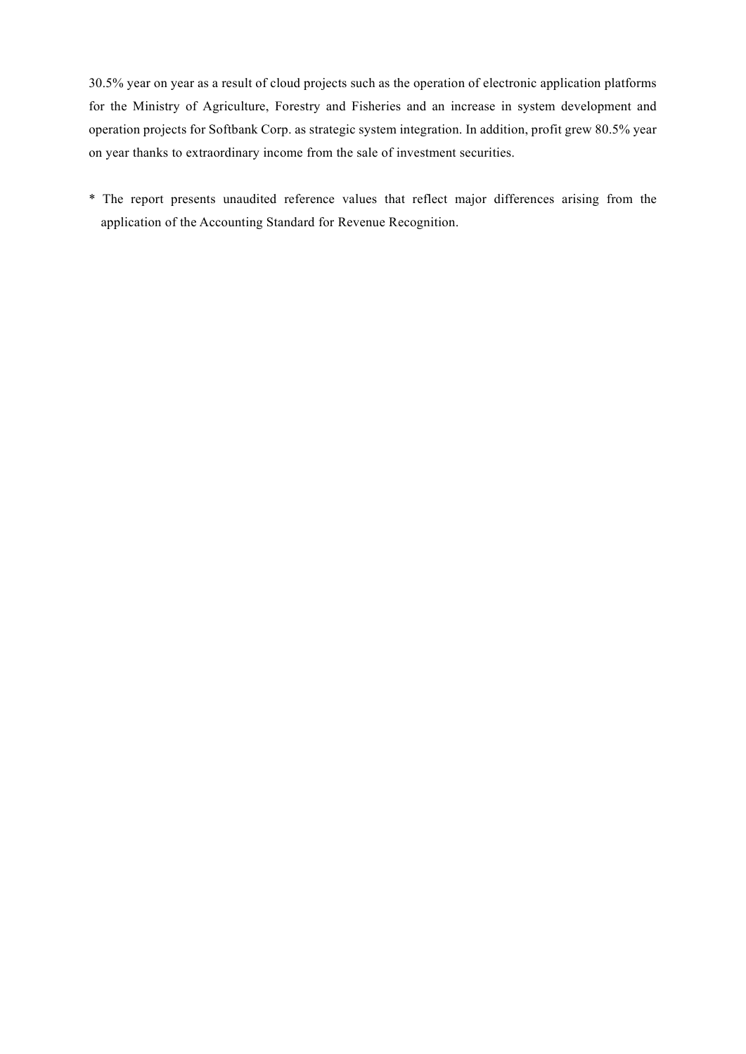30.5% year on year as a result of cloud projects such as the operation of electronic application platforms for the Ministry of Agriculture, Forestry and Fisheries and an increase in system development and operation projects for Softbank Corp. as strategic system integration. In addition, profit grew 80.5% year on year thanks to extraordinary income from the sale of investment securities.

* The report presents unaudited reference values that reflect major differences arising from the application of the Accounting Standard for Revenue Recognition.